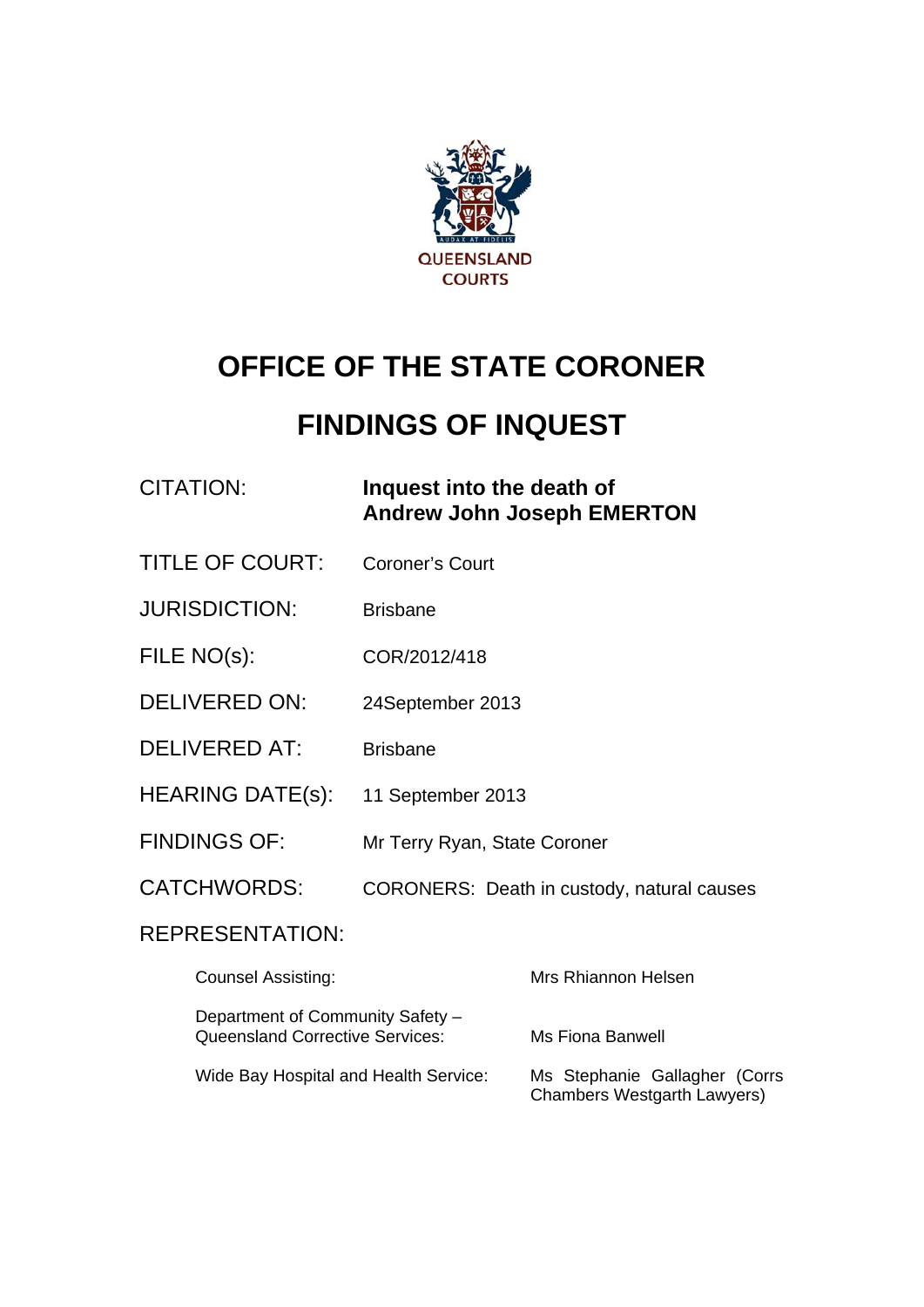QUEENSLAND COURTS

# OFFICE OF THE STATE CORONER

# FINDINGS OF INQUEST

| | |
|---|---|
| CITATION: | **Inquest into the death of Andrew John Joseph EMERTON** |
| TITLE OF COURT: | Coroner's Court |
| JURISDICTION: | Brisbane |
| FILE NO(s): | COR/2012/418 |
| DELIVERED ON: | 24September 2013 |
| DELIVERED AT: | Brisbane |
| HEARING DATE(s): | 11 September 2013 |
| FINDINGS OF: | Mr Terry Ryan, State Coroner |
| CATCHWORDS: | CORONERS: Death in custody, natural causes |

REPRESENTATION:

| | |
|---|---|
| Counsel Assisting: | Mrs Rhiannon Helsen |
| Department of Community Safety – Queensland Corrective Services: | Ms Fiona Banwell |
| Wide Bay Hospital and Health Service: | Ms Stephanie Gallagher (Corrs Chambers Westgarth Lawyers) |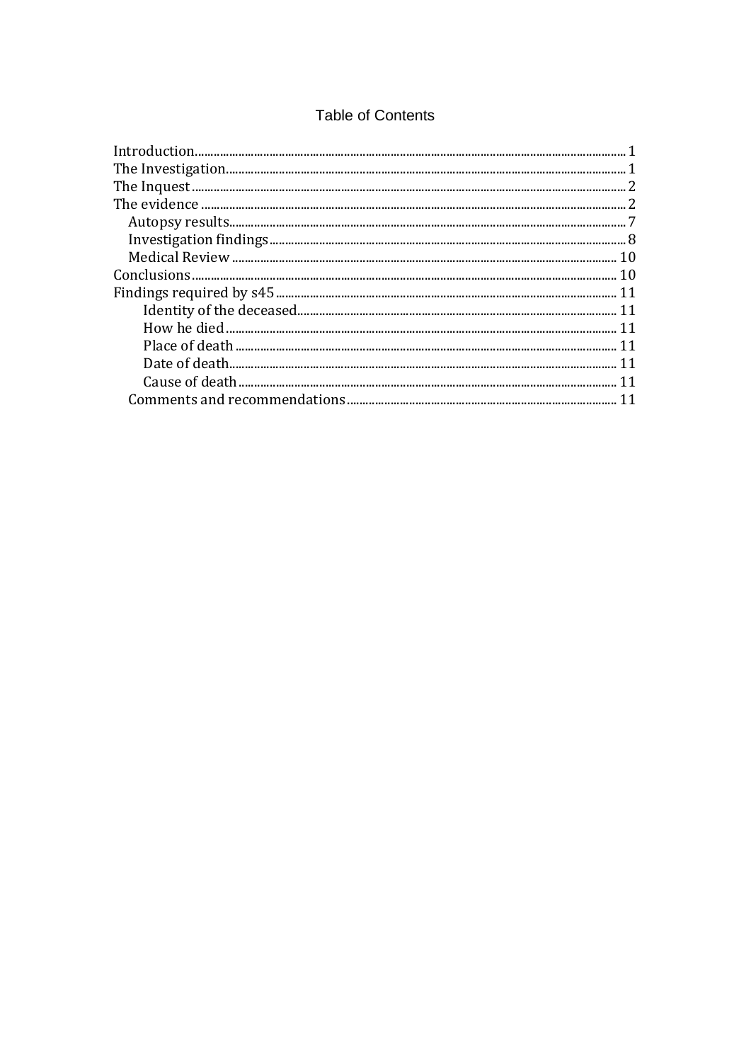# Table of Contents

- Introduction .......... 1
- The Investigation .......... 1
- The Inquest .......... 2
- The evidence .......... 2
  - Autopsy results .......... 7
  - Investigation findings .......... 8
  - Medical Review .......... 10
- Conclusions .......... 10
- Findings required by s45 .......... 11
    - Identity of the deceased .......... 11
    - How he died .......... 11
    - Place of death .......... 11
    - Date of death .......... 11
    - Cause of death .......... 11
  - Comments and recommendations .......... 11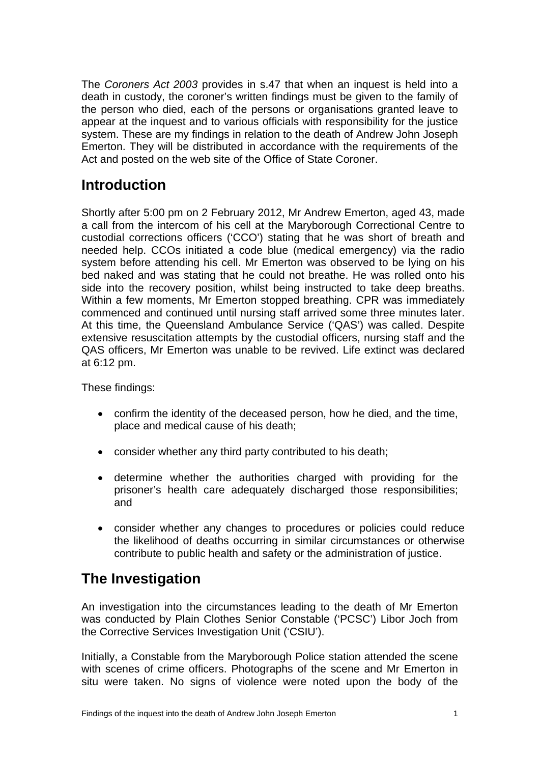The *Coroners Act 2003* provides in s.47 that when an inquest is held into a death in custody, the coroner's written findings must be given to the family of the person who died, each of the persons or organisations granted leave to appear at the inquest and to various officials with responsibility for the justice system. These are my findings in relation to the death of Andrew John Joseph Emerton. They will be distributed in accordance with the requirements of the Act and posted on the web site of the Office of State Coroner.

## Introduction

Shortly after 5:00 pm on 2 February 2012, Mr Andrew Emerton, aged 43, made a call from the intercom of his cell at the Maryborough Correctional Centre to custodial corrections officers ('CCO') stating that he was short of breath and needed help. CCOs initiated a code blue (medical emergency) via the radio system before attending his cell. Mr Emerton was observed to be lying on his bed naked and was stating that he could not breathe. He was rolled onto his side into the recovery position, whilst being instructed to take deep breaths. Within a few moments, Mr Emerton stopped breathing. CPR was immediately commenced and continued until nursing staff arrived some three minutes later. At this time, the Queensland Ambulance Service ('QAS') was called. Despite extensive resuscitation attempts by the custodial officers, nursing staff and the QAS officers, Mr Emerton was unable to be revived. Life extinct was declared at 6:12 pm.

These findings:

- confirm the identity of the deceased person, how he died, and the time, place and medical cause of his death;
- consider whether any third party contributed to his death;
- determine whether the authorities charged with providing for the prisoner's health care adequately discharged those responsibilities; and
- consider whether any changes to procedures or policies could reduce the likelihood of deaths occurring in similar circumstances or otherwise contribute to public health and safety or the administration of justice.

## The Investigation

An investigation into the circumstances leading to the death of Mr Emerton was conducted by Plain Clothes Senior Constable ('PCSC') Libor Joch from the Corrective Services Investigation Unit ('CSIU').

Initially, a Constable from the Maryborough Police station attended the scene with scenes of crime officers. Photographs of the scene and Mr Emerton in situ were taken. No signs of violence were noted upon the body of the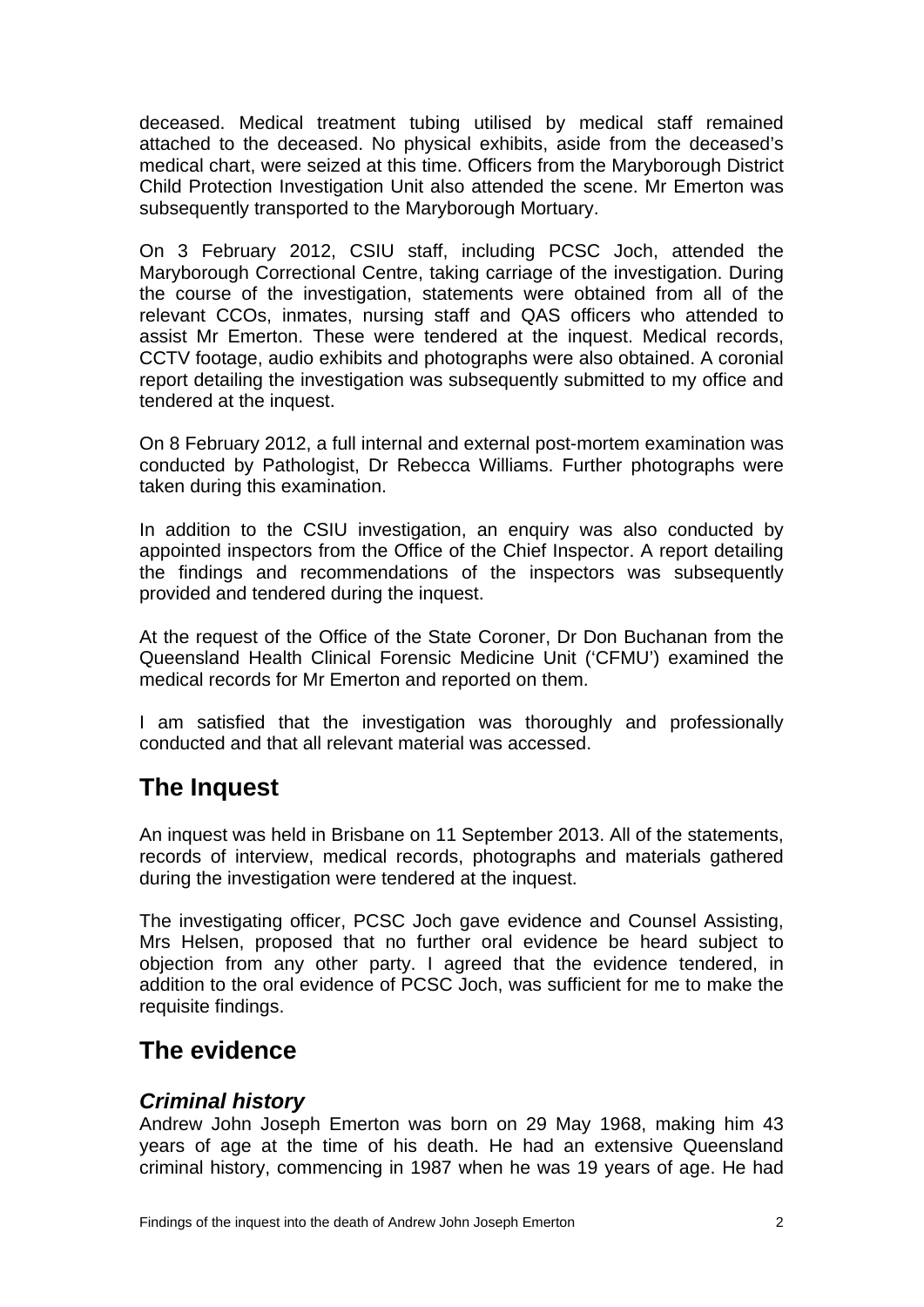deceased. Medical treatment tubing utilised by medical staff remained attached to the deceased. No physical exhibits, aside from the deceased's medical chart, were seized at this time. Officers from the Maryborough District Child Protection Investigation Unit also attended the scene. Mr Emerton was subsequently transported to the Maryborough Mortuary.

On 3 February 2012, CSIU staff, including PCSC Joch, attended the Maryborough Correctional Centre, taking carriage of the investigation. During the course of the investigation, statements were obtained from all of the relevant CCOs, inmates, nursing staff and QAS officers who attended to assist Mr Emerton. These were tendered at the inquest. Medical records, CCTV footage, audio exhibits and photographs were also obtained. A coronial report detailing the investigation was subsequently submitted to my office and tendered at the inquest.

On 8 February 2012, a full internal and external post-mortem examination was conducted by Pathologist, Dr Rebecca Williams. Further photographs were taken during this examination.

In addition to the CSIU investigation, an enquiry was also conducted by appointed inspectors from the Office of the Chief Inspector. A report detailing the findings and recommendations of the inspectors was subsequently provided and tendered during the inquest.

At the request of the Office of the State Coroner, Dr Don Buchanan from the Queensland Health Clinical Forensic Medicine Unit ('CFMU') examined the medical records for Mr Emerton and reported on them.

I am satisfied that the investigation was thoroughly and professionally conducted and that all relevant material was accessed.

## The Inquest

An inquest was held in Brisbane on 11 September 2013. All of the statements, records of interview, medical records, photographs and materials gathered during the investigation were tendered at the inquest.

The investigating officer, PCSC Joch gave evidence and Counsel Assisting, Mrs Helsen, proposed that no further oral evidence be heard subject to objection from any other party. I agreed that the evidence tendered, in addition to the oral evidence of PCSC Joch, was sufficient for me to make the requisite findings.

## The evidence

### *Criminal history*

Andrew John Joseph Emerton was born on 29 May 1968, making him 43 years of age at the time of his death. He had an extensive Queensland criminal history, commencing in 1987 when he was 19 years of age. He had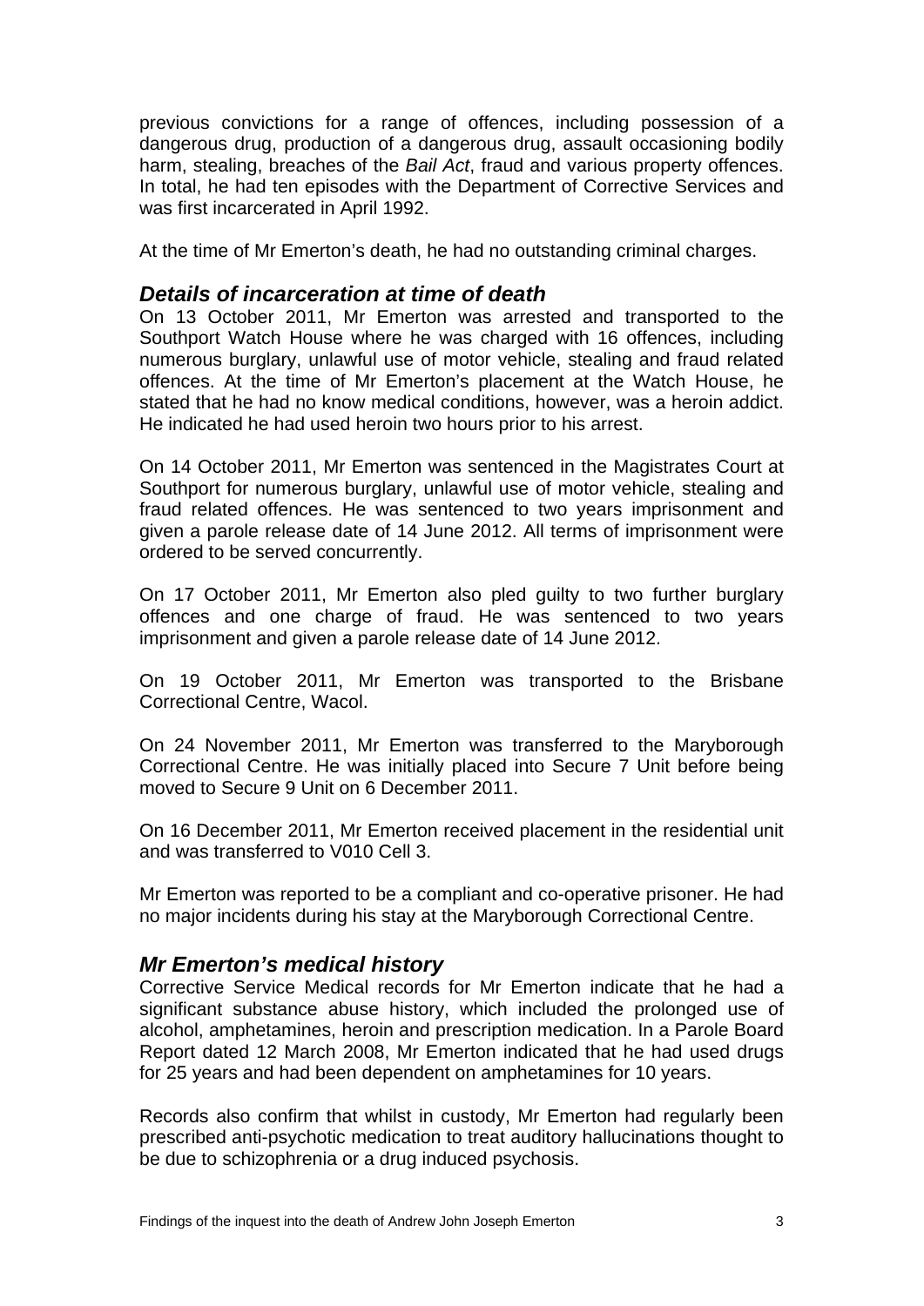previous convictions for a range of offences, including possession of a dangerous drug, production of a dangerous drug, assault occasioning bodily harm, stealing, breaches of the *Bail Act*, fraud and various property offences. In total, he had ten episodes with the Department of Corrective Services and was first incarcerated in April 1992.

At the time of Mr Emerton's death, he had no outstanding criminal charges.

## *Details of incarceration at time of death*

On 13 October 2011, Mr Emerton was arrested and transported to the Southport Watch House where he was charged with 16 offences, including numerous burglary, unlawful use of motor vehicle, stealing and fraud related offences. At the time of Mr Emerton's placement at the Watch House, he stated that he had no know medical conditions, however, was a heroin addict. He indicated he had used heroin two hours prior to his arrest.

On 14 October 2011, Mr Emerton was sentenced in the Magistrates Court at Southport for numerous burglary, unlawful use of motor vehicle, stealing and fraud related offences. He was sentenced to two years imprisonment and given a parole release date of 14 June 2012. All terms of imprisonment were ordered to be served concurrently.

On 17 October 2011, Mr Emerton also pled guilty to two further burglary offences and one charge of fraud. He was sentenced to two years imprisonment and given a parole release date of 14 June 2012.

On 19 October 2011, Mr Emerton was transported to the Brisbane Correctional Centre, Wacol.

On 24 November 2011, Mr Emerton was transferred to the Maryborough Correctional Centre. He was initially placed into Secure 7 Unit before being moved to Secure 9 Unit on 6 December 2011.

On 16 December 2011, Mr Emerton received placement in the residential unit and was transferred to V010 Cell 3.

Mr Emerton was reported to be a compliant and co-operative prisoner. He had no major incidents during his stay at the Maryborough Correctional Centre.

## *Mr Emerton's medical history*

Corrective Service Medical records for Mr Emerton indicate that he had a significant substance abuse history, which included the prolonged use of alcohol, amphetamines, heroin and prescription medication. In a Parole Board Report dated 12 March 2008, Mr Emerton indicated that he had used drugs for 25 years and had been dependent on amphetamines for 10 years.

Records also confirm that whilst in custody, Mr Emerton had regularly been prescribed anti-psychotic medication to treat auditory hallucinations thought to be due to schizophrenia or a drug induced psychosis.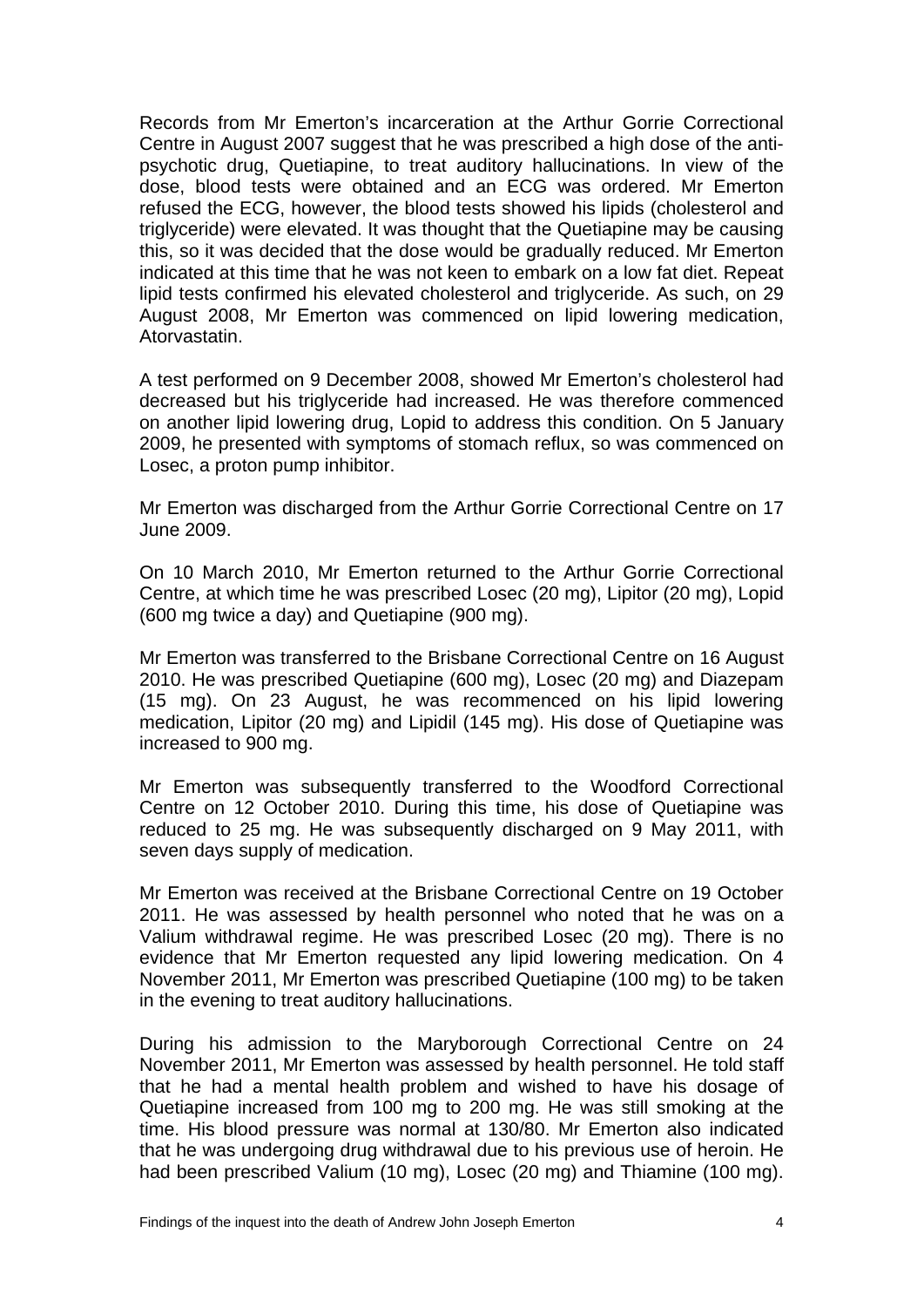Records from Mr Emerton's incarceration at the Arthur Gorrie Correctional Centre in August 2007 suggest that he was prescribed a high dose of the anti-psychotic drug, Quetiapine, to treat auditory hallucinations. In view of the dose, blood tests were obtained and an ECG was ordered. Mr Emerton refused the ECG, however, the blood tests showed his lipids (cholesterol and triglyceride) were elevated. It was thought that the Quetiapine may be causing this, so it was decided that the dose would be gradually reduced. Mr Emerton indicated at this time that he was not keen to embark on a low fat diet. Repeat lipid tests confirmed his elevated cholesterol and triglyceride. As such, on 29 August 2008, Mr Emerton was commenced on lipid lowering medication, Atorvastatin.

A test performed on 9 December 2008, showed Mr Emerton's cholesterol had decreased but his triglyceride had increased. He was therefore commenced on another lipid lowering drug, Lopid to address this condition. On 5 January 2009, he presented with symptoms of stomach reflux, so was commenced on Losec, a proton pump inhibitor.

Mr Emerton was discharged from the Arthur Gorrie Correctional Centre on 17 June 2009.

On 10 March 2010, Mr Emerton returned to the Arthur Gorrie Correctional Centre, at which time he was prescribed Losec (20 mg), Lipitor (20 mg), Lopid (600 mg twice a day) and Quetiapine (900 mg).

Mr Emerton was transferred to the Brisbane Correctional Centre on 16 August 2010. He was prescribed Quetiapine (600 mg), Losec (20 mg) and Diazepam (15 mg). On 23 August, he was recommenced on his lipid lowering medication, Lipitor (20 mg) and Lipidil (145 mg). His dose of Quetiapine was increased to 900 mg.

Mr Emerton was subsequently transferred to the Woodford Correctional Centre on 12 October 2010. During this time, his dose of Quetiapine was reduced to 25 mg. He was subsequently discharged on 9 May 2011, with seven days supply of medication.

Mr Emerton was received at the Brisbane Correctional Centre on 19 October 2011. He was assessed by health personnel who noted that he was on a Valium withdrawal regime. He was prescribed Losec (20 mg). There is no evidence that Mr Emerton requested any lipid lowering medication. On 4 November 2011, Mr Emerton was prescribed Quetiapine (100 mg) to be taken in the evening to treat auditory hallucinations.

During his admission to the Maryborough Correctional Centre on 24 November 2011, Mr Emerton was assessed by health personnel. He told staff that he had a mental health problem and wished to have his dosage of Quetiapine increased from 100 mg to 200 mg. He was still smoking at the time. His blood pressure was normal at 130/80. Mr Emerton also indicated that he was undergoing drug withdrawal due to his previous use of heroin. He had been prescribed Valium (10 mg), Losec (20 mg) and Thiamine (100 mg).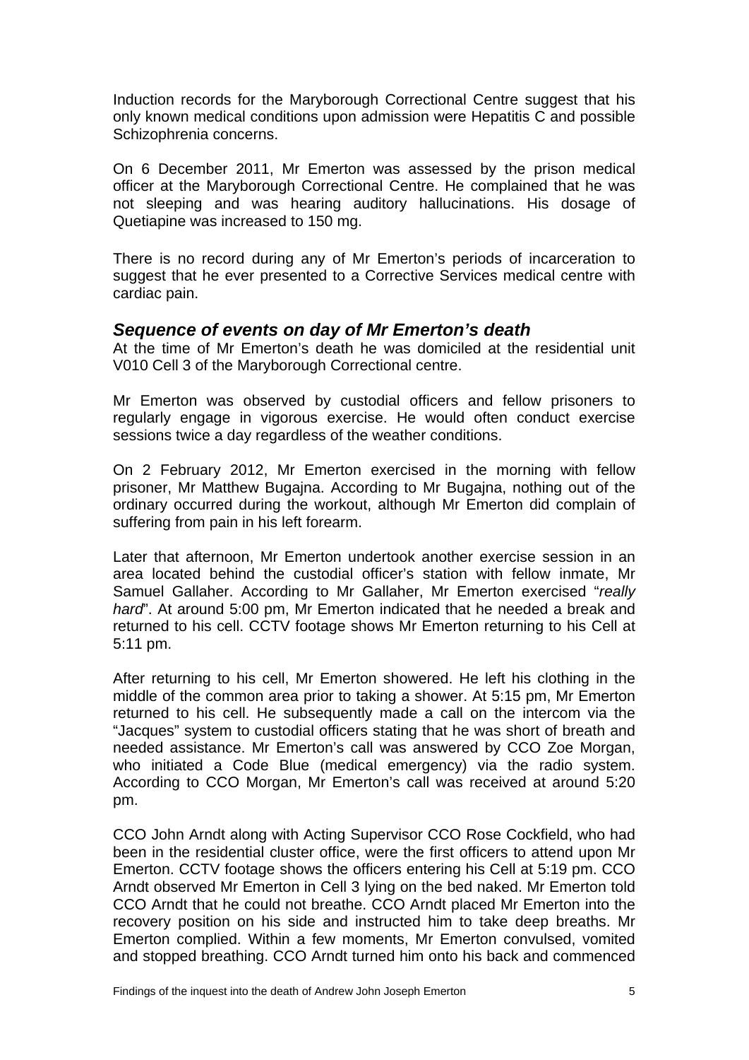Induction records for the Maryborough Correctional Centre suggest that his only known medical conditions upon admission were Hepatitis C and possible Schizophrenia concerns.

On 6 December 2011, Mr Emerton was assessed by the prison medical officer at the Maryborough Correctional Centre. He complained that he was not sleeping and was hearing auditory hallucinations. His dosage of Quetiapine was increased to 150 mg.

There is no record during any of Mr Emerton's periods of incarceration to suggest that he ever presented to a Corrective Services medical centre with cardiac pain.

### *Sequence of events on day of Mr Emerton's death*

At the time of Mr Emerton's death he was domiciled at the residential unit V010 Cell 3 of the Maryborough Correctional centre.

Mr Emerton was observed by custodial officers and fellow prisoners to regularly engage in vigorous exercise. He would often conduct exercise sessions twice a day regardless of the weather conditions.

On 2 February 2012, Mr Emerton exercised in the morning with fellow prisoner, Mr Matthew Bugajna. According to Mr Bugajna, nothing out of the ordinary occurred during the workout, although Mr Emerton did complain of suffering from pain in his left forearm.

Later that afternoon, Mr Emerton undertook another exercise session in an area located behind the custodial officer's station with fellow inmate, Mr Samuel Gallaher. According to Mr Gallaher, Mr Emerton exercised "*really hard*". At around 5:00 pm, Mr Emerton indicated that he needed a break and returned to his cell. CCTV footage shows Mr Emerton returning to his Cell at 5:11 pm.

After returning to his cell, Mr Emerton showered. He left his clothing in the middle of the common area prior to taking a shower. At 5:15 pm, Mr Emerton returned to his cell. He subsequently made a call on the intercom via the "Jacques" system to custodial officers stating that he was short of breath and needed assistance. Mr Emerton's call was answered by CCO Zoe Morgan, who initiated a Code Blue (medical emergency) via the radio system. According to CCO Morgan, Mr Emerton's call was received at around 5:20 pm.

CCO John Arndt along with Acting Supervisor CCO Rose Cockfield, who had been in the residential cluster office, were the first officers to attend upon Mr Emerton. CCTV footage shows the officers entering his Cell at 5:19 pm. CCO Arndt observed Mr Emerton in Cell 3 lying on the bed naked. Mr Emerton told CCO Arndt that he could not breathe. CCO Arndt placed Mr Emerton into the recovery position on his side and instructed him to take deep breaths. Mr Emerton complied. Within a few moments, Mr Emerton convulsed, vomited and stopped breathing. CCO Arndt turned him onto his back and commenced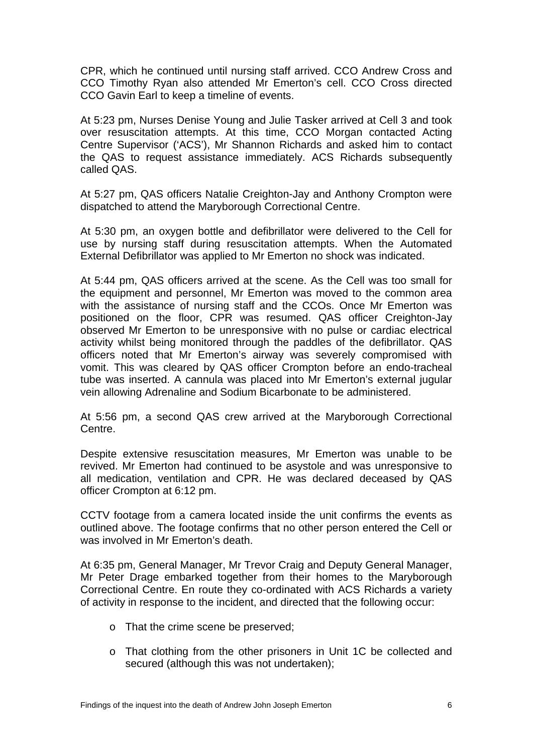CPR, which he continued until nursing staff arrived. CCO Andrew Cross and CCO Timothy Ryan also attended Mr Emerton's cell. CCO Cross directed CCO Gavin Earl to keep a timeline of events.

At 5:23 pm, Nurses Denise Young and Julie Tasker arrived at Cell 3 and took over resuscitation attempts. At this time, CCO Morgan contacted Acting Centre Supervisor ('ACS'), Mr Shannon Richards and asked him to contact the QAS to request assistance immediately. ACS Richards subsequently called QAS.

At 5:27 pm, QAS officers Natalie Creighton-Jay and Anthony Crompton were dispatched to attend the Maryborough Correctional Centre.

At 5:30 pm, an oxygen bottle and defibrillator were delivered to the Cell for use by nursing staff during resuscitation attempts. When the Automated External Defibrillator was applied to Mr Emerton no shock was indicated.

At 5:44 pm, QAS officers arrived at the scene. As the Cell was too small for the equipment and personnel, Mr Emerton was moved to the common area with the assistance of nursing staff and the CCOs. Once Mr Emerton was positioned on the floor, CPR was resumed. QAS officer Creighton-Jay observed Mr Emerton to be unresponsive with no pulse or cardiac electrical activity whilst being monitored through the paddles of the defibrillator. QAS officers noted that Mr Emerton's airway was severely compromised with vomit. This was cleared by QAS officer Crompton before an endo-tracheal tube was inserted. A cannula was placed into Mr Emerton's external jugular vein allowing Adrenaline and Sodium Bicarbonate to be administered.

At 5:56 pm, a second QAS crew arrived at the Maryborough Correctional Centre.

Despite extensive resuscitation measures, Mr Emerton was unable to be revived. Mr Emerton had continued to be asystole and was unresponsive to all medication, ventilation and CPR. He was declared deceased by QAS officer Crompton at 6:12 pm.

CCTV footage from a camera located inside the unit confirms the events as outlined above. The footage confirms that no other person entered the Cell or was involved in Mr Emerton's death.

At 6:35 pm, General Manager, Mr Trevor Craig and Deputy General Manager, Mr Peter Drage embarked together from their homes to the Maryborough Correctional Centre. En route they co-ordinated with ACS Richards a variety of activity in response to the incident, and directed that the following occur:

- That the crime scene be preserved;
- That clothing from the other prisoners in Unit 1C be collected and secured (although this was not undertaken);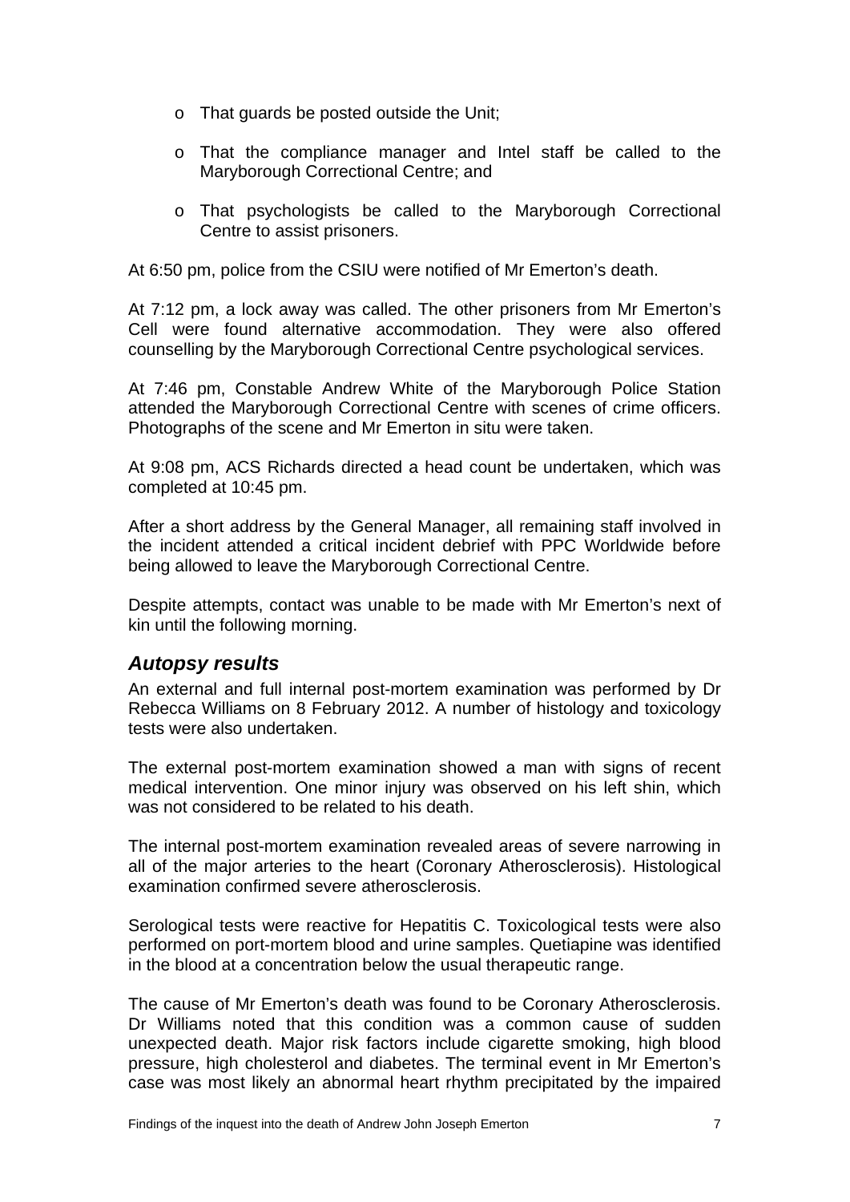- That guards be posted outside the Unit;
- That the compliance manager and Intel staff be called to the Maryborough Correctional Centre; and
- That psychologists be called to the Maryborough Correctional Centre to assist prisoners.

At 6:50 pm, police from the CSIU were notified of Mr Emerton's death.

At 7:12 pm, a lock away was called. The other prisoners from Mr Emerton's Cell were found alternative accommodation. They were also offered counselling by the Maryborough Correctional Centre psychological services.

At 7:46 pm, Constable Andrew White of the Maryborough Police Station attended the Maryborough Correctional Centre with scenes of crime officers. Photographs of the scene and Mr Emerton in situ were taken.

At 9:08 pm, ACS Richards directed a head count be undertaken, which was completed at 10:45 pm.

After a short address by the General Manager, all remaining staff involved in the incident attended a critical incident debrief with PPC Worldwide before being allowed to leave the Maryborough Correctional Centre.

Despite attempts, contact was unable to be made with Mr Emerton's next of kin until the following morning.

### *Autopsy results*

An external and full internal post-mortem examination was performed by Dr Rebecca Williams on 8 February 2012. A number of histology and toxicology tests were also undertaken.

The external post-mortem examination showed a man with signs of recent medical intervention. One minor injury was observed on his left shin, which was not considered to be related to his death.

The internal post-mortem examination revealed areas of severe narrowing in all of the major arteries to the heart (Coronary Atherosclerosis). Histological examination confirmed severe atherosclerosis.

Serological tests were reactive for Hepatitis C. Toxicological tests were also performed on port-mortem blood and urine samples. Quetiapine was identified in the blood at a concentration below the usual therapeutic range.

The cause of Mr Emerton's death was found to be Coronary Atherosclerosis. Dr Williams noted that this condition was a common cause of sudden unexpected death. Major risk factors include cigarette smoking, high blood pressure, high cholesterol and diabetes. The terminal event in Mr Emerton's case was most likely an abnormal heart rhythm precipitated by the impaired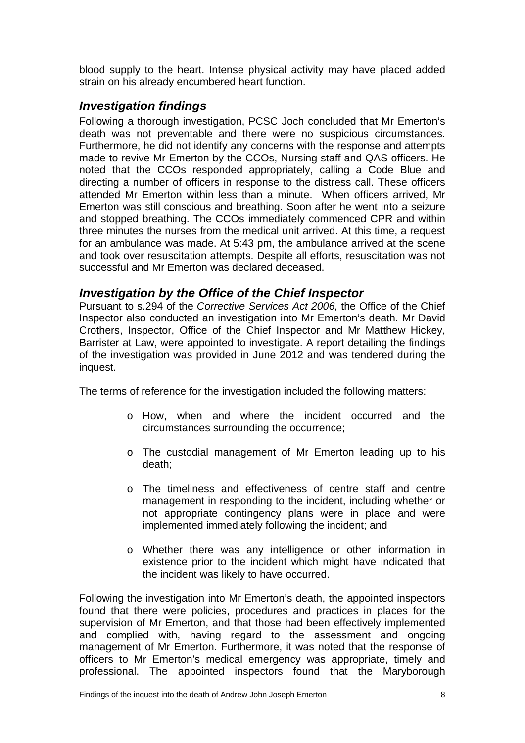blood supply to the heart. Intense physical activity may have placed added strain on his already encumbered heart function.

## *Investigation findings*

Following a thorough investigation, PCSC Joch concluded that Mr Emerton's death was not preventable and there were no suspicious circumstances. Furthermore, he did not identify any concerns with the response and attempts made to revive Mr Emerton by the CCOs, Nursing staff and QAS officers. He noted that the CCOs responded appropriately, calling a Code Blue and directing a number of officers in response to the distress call. These officers attended Mr Emerton within less than a minute. When officers arrived, Mr Emerton was still conscious and breathing. Soon after he went into a seizure and stopped breathing. The CCOs immediately commenced CPR and within three minutes the nurses from the medical unit arrived. At this time, a request for an ambulance was made. At 5:43 pm, the ambulance arrived at the scene and took over resuscitation attempts. Despite all efforts, resuscitation was not successful and Mr Emerton was declared deceased.

## *Investigation by the Office of the Chief Inspector*

Pursuant to s.294 of the *Corrective Services Act 2006,* the Office of the Chief Inspector also conducted an investigation into Mr Emerton's death. Mr David Crothers, Inspector, Office of the Chief Inspector and Mr Matthew Hickey, Barrister at Law, were appointed to investigate. A report detailing the findings of the investigation was provided in June 2012 and was tendered during the inquest.

The terms of reference for the investigation included the following matters:

- How, when and where the incident occurred and the circumstances surrounding the occurrence;
- The custodial management of Mr Emerton leading up to his death;
- The timeliness and effectiveness of centre staff and centre management in responding to the incident, including whether or not appropriate contingency plans were in place and were implemented immediately following the incident; and
- Whether there was any intelligence or other information in existence prior to the incident which might have indicated that the incident was likely to have occurred.

Following the investigation into Mr Emerton's death, the appointed inspectors found that there were policies, procedures and practices in places for the supervision of Mr Emerton, and that those had been effectively implemented and complied with, having regard to the assessment and ongoing management of Mr Emerton. Furthermore, it was noted that the response of officers to Mr Emerton's medical emergency was appropriate, timely and professional. The appointed inspectors found that the Maryborough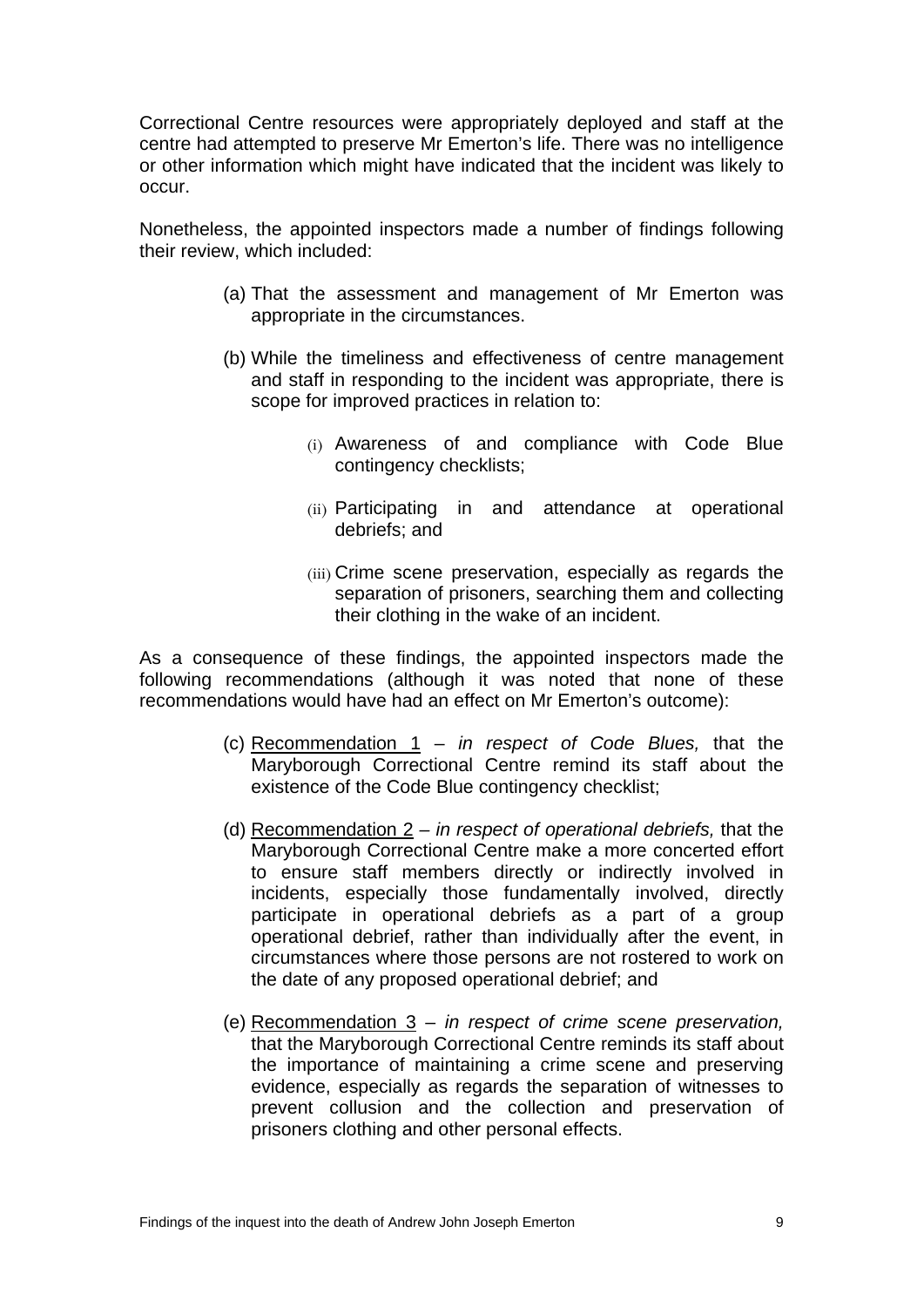Correctional Centre resources were appropriately deployed and staff at the centre had attempted to preserve Mr Emerton's life. There was no intelligence or other information which might have indicated that the incident was likely to occur.

Nonetheless, the appointed inspectors made a number of findings following their review, which included:

(a) That the assessment and management of Mr Emerton was appropriate in the circumstances.

(b) While the timeliness and effectiveness of centre management and staff in responding to the incident was appropriate, there is scope for improved practices in relation to:

  (i) Awareness of and compliance with Code Blue contingency checklists;

  (ii) Participating in and attendance at operational debriefs; and

  (iii) Crime scene preservation, especially as regards the separation of prisoners, searching them and collecting their clothing in the wake of an incident.

As a consequence of these findings, the appointed inspectors made the following recommendations (although it was noted that none of these recommendations would have had an effect on Mr Emerton's outcome):

(c) Recommendation 1 – *in respect of Code Blues,* that the Maryborough Correctional Centre remind its staff about the existence of the Code Blue contingency checklist;

(d) Recommendation 2 – *in respect of operational debriefs,* that the Maryborough Correctional Centre make a more concerted effort to ensure staff members directly or indirectly involved in incidents, especially those fundamentally involved, directly participate in operational debriefs as a part of a group operational debrief, rather than individually after the event, in circumstances where those persons are not rostered to work on the date of any proposed operational debrief; and

(e) Recommendation 3 – *in respect of crime scene preservation,* that the Maryborough Correctional Centre reminds its staff about the importance of maintaining a crime scene and preserving evidence, especially as regards the separation of witnesses to prevent collusion and the collection and preservation of prisoners clothing and other personal effects.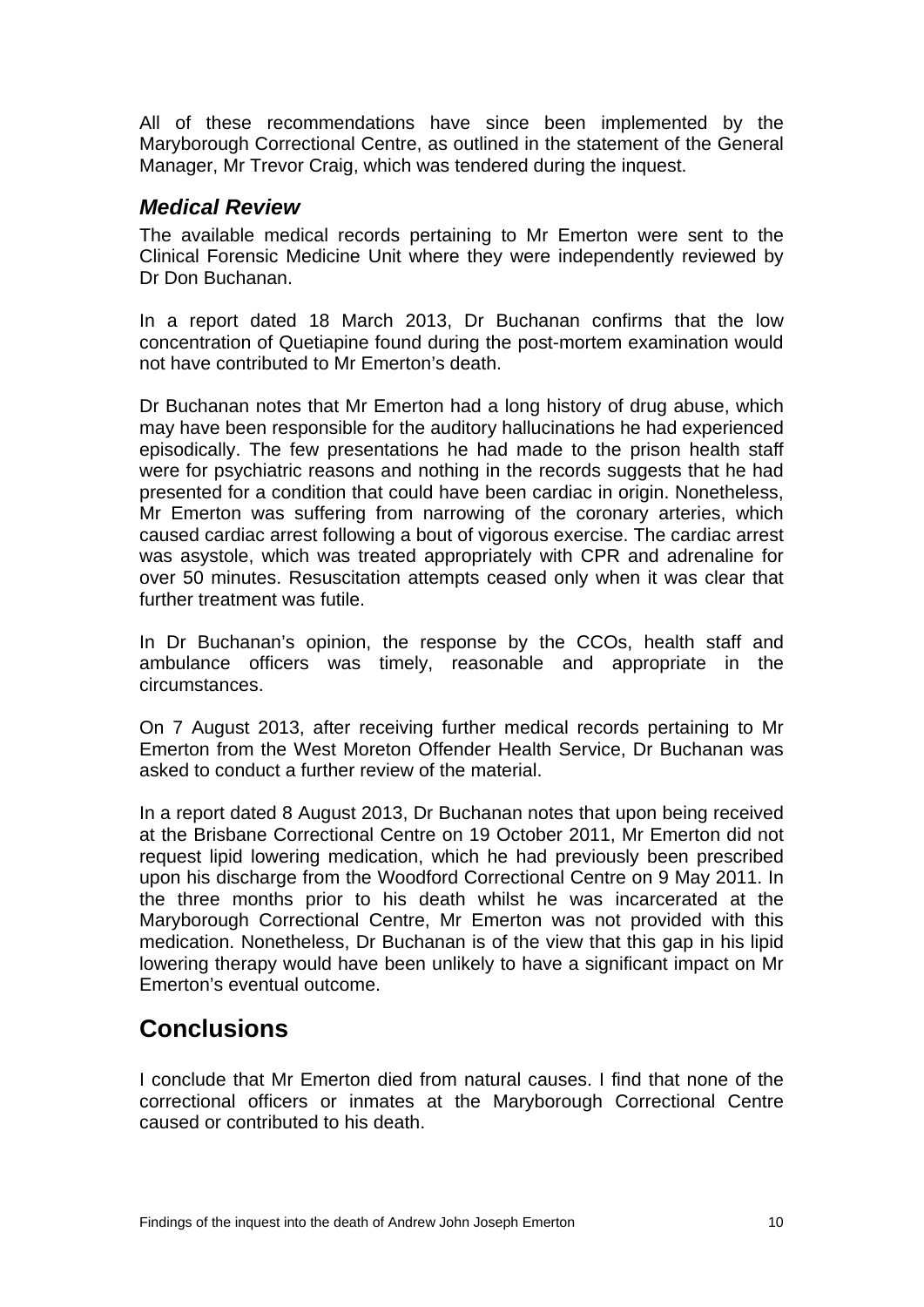All of these recommendations have since been implemented by the Maryborough Correctional Centre, as outlined in the statement of the General Manager, Mr Trevor Craig, which was tendered during the inquest.

### *Medical Review*

The available medical records pertaining to Mr Emerton were sent to the Clinical Forensic Medicine Unit where they were independently reviewed by Dr Don Buchanan.

In a report dated 18 March 2013, Dr Buchanan confirms that the low concentration of Quetiapine found during the post-mortem examination would not have contributed to Mr Emerton's death.

Dr Buchanan notes that Mr Emerton had a long history of drug abuse, which may have been responsible for the auditory hallucinations he had experienced episodically. The few presentations he had made to the prison health staff were for psychiatric reasons and nothing in the records suggests that he had presented for a condition that could have been cardiac in origin. Nonetheless, Mr Emerton was suffering from narrowing of the coronary arteries, which caused cardiac arrest following a bout of vigorous exercise. The cardiac arrest was asystole, which was treated appropriately with CPR and adrenaline for over 50 minutes. Resuscitation attempts ceased only when it was clear that further treatment was futile.

In Dr Buchanan's opinion, the response by the CCOs, health staff and ambulance officers was timely, reasonable and appropriate in the circumstances.

On 7 August 2013, after receiving further medical records pertaining to Mr Emerton from the West Moreton Offender Health Service, Dr Buchanan was asked to conduct a further review of the material.

In a report dated 8 August 2013, Dr Buchanan notes that upon being received at the Brisbane Correctional Centre on 19 October 2011, Mr Emerton did not request lipid lowering medication, which he had previously been prescribed upon his discharge from the Woodford Correctional Centre on 9 May 2011. In the three months prior to his death whilst he was incarcerated at the Maryborough Correctional Centre, Mr Emerton was not provided with this medication. Nonetheless, Dr Buchanan is of the view that this gap in his lipid lowering therapy would have been unlikely to have a significant impact on Mr Emerton's eventual outcome.

## Conclusions

I conclude that Mr Emerton died from natural causes. I find that none of the correctional officers or inmates at the Maryborough Correctional Centre caused or contributed to his death.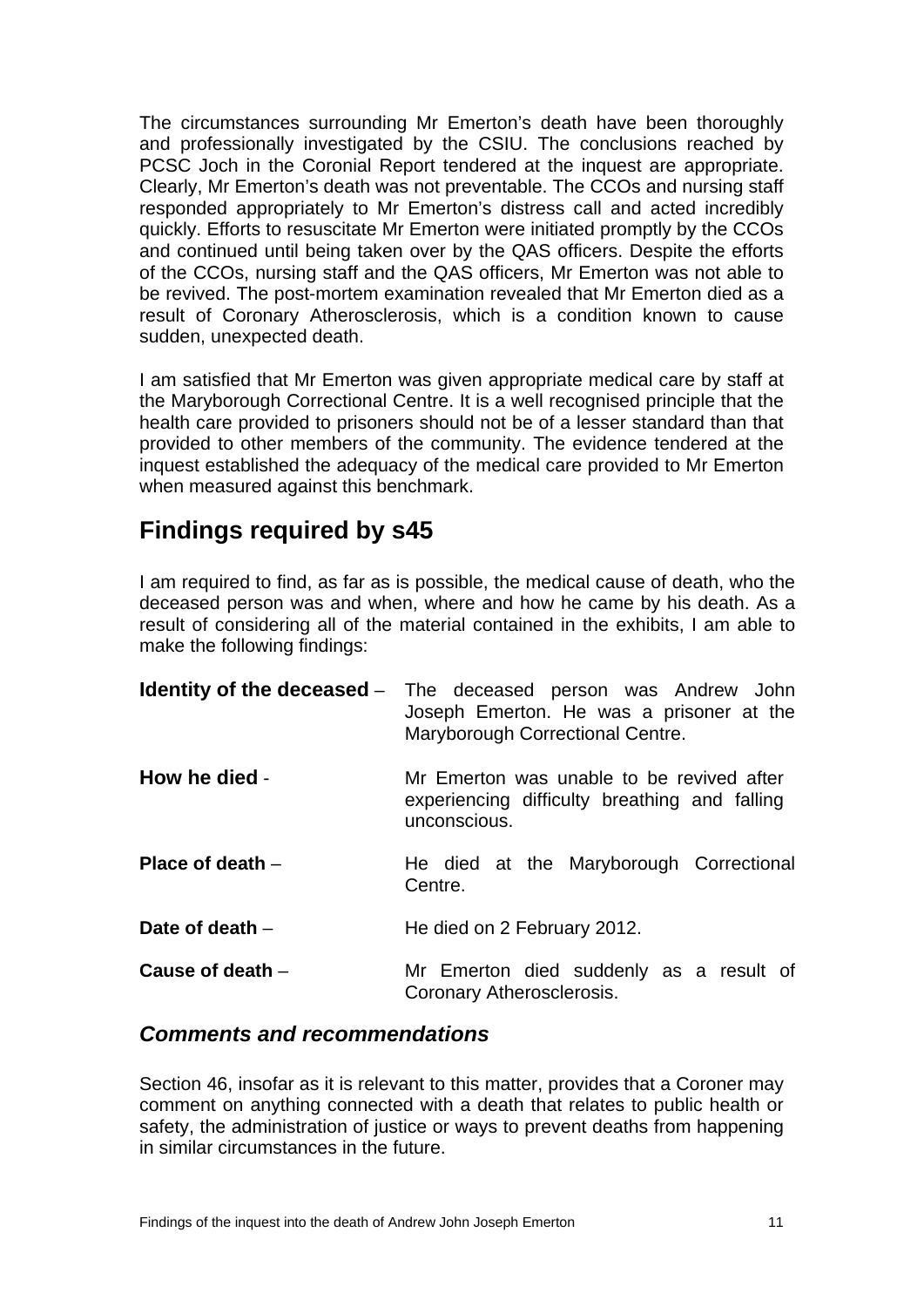The circumstances surrounding Mr Emerton's death have been thoroughly and professionally investigated by the CSIU. The conclusions reached by PCSC Joch in the Coronial Report tendered at the inquest are appropriate. Clearly, Mr Emerton's death was not preventable. The CCOs and nursing staff responded appropriately to Mr Emerton's distress call and acted incredibly quickly. Efforts to resuscitate Mr Emerton were initiated promptly by the CCOs and continued until being taken over by the QAS officers. Despite the efforts of the CCOs, nursing staff and the QAS officers, Mr Emerton was not able to be revived. The post-mortem examination revealed that Mr Emerton died as a result of Coronary Atherosclerosis, which is a condition known to cause sudden, unexpected death.

I am satisfied that Mr Emerton was given appropriate medical care by staff at the Maryborough Correctional Centre. It is a well recognised principle that the health care provided to prisoners should not be of a lesser standard than that provided to other members of the community. The evidence tendered at the inquest established the adequacy of the medical care provided to Mr Emerton when measured against this benchmark.

## Findings required by s45

I am required to find, as far as is possible, the medical cause of death, who the deceased person was and when, where and how he came by his death. As a result of considering all of the material contained in the exhibits, I am able to make the following findings:

**Identity of the deceased** – The deceased person was Andrew John Joseph Emerton. He was a prisoner at the Maryborough Correctional Centre.

**How he died** - Mr Emerton was unable to be revived after experiencing difficulty breathing and falling unconscious.

**Place of death** – He died at the Maryborough Correctional Centre.

**Date of death** – He died on 2 February 2012.

**Cause of death** – Mr Emerton died suddenly as a result of Coronary Atherosclerosis.

### *Comments and recommendations*

Section 46, insofar as it is relevant to this matter, provides that a Coroner may comment on anything connected with a death that relates to public health or safety, the administration of justice or ways to prevent deaths from happening in similar circumstances in the future.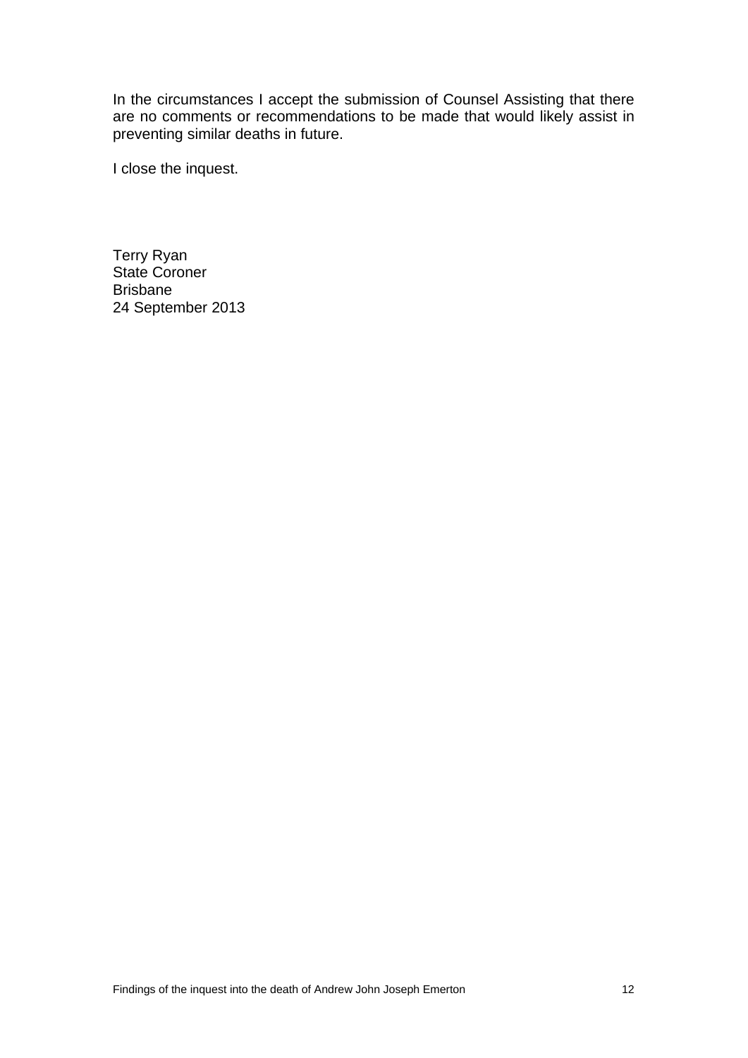In the circumstances I accept the submission of Counsel Assisting that there are no comments or recommendations to be made that would likely assist in preventing similar deaths in future.

I close the inquest.

Terry Ryan
State Coroner
Brisbane
24 September 2013